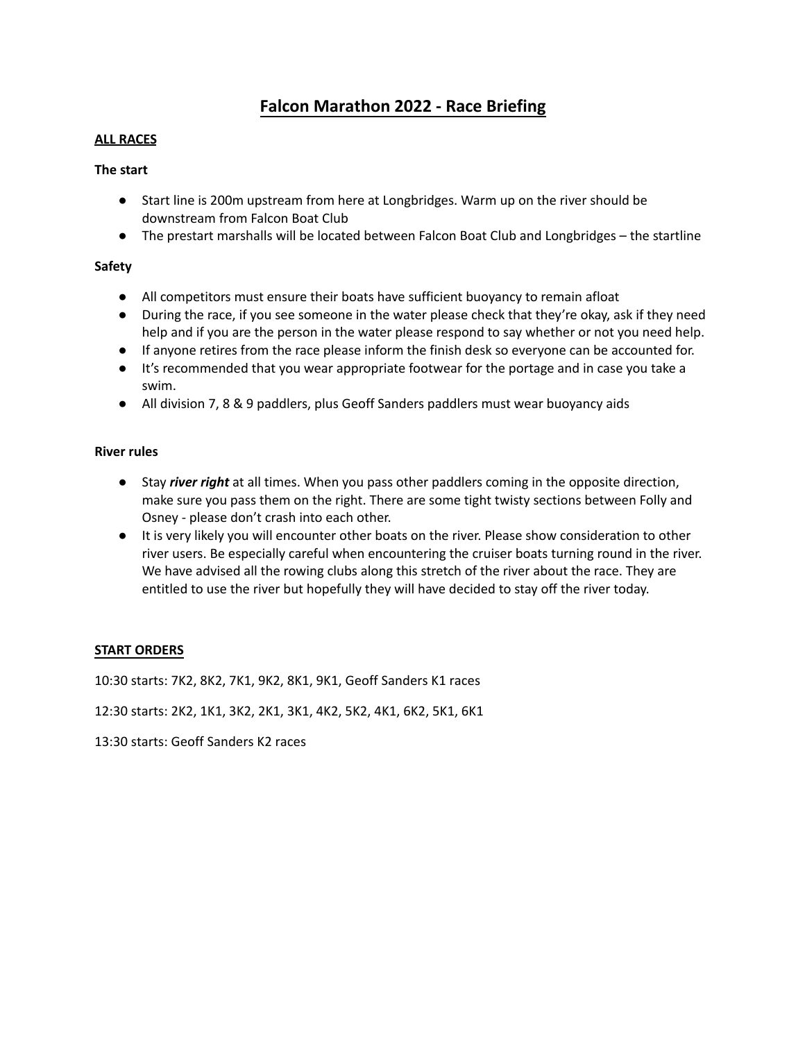# Falcon Marathon 2022 - Race Briefing

## ALL RACES

### The start

- Start line is 200m upstream from here at Longbridges. Warm up on the river should be downstream from Falcon Boat Club
- The prestart marshalls will be located between Falcon Boat Club and Longbridges – the startline

### Safety

- All competitors must ensure their boats have sufficient buoyancy to remain afloat
- During the race, if you see someone in the water please check that they're okay, ask if they need help and if you are the person in the water please respond to say whether or not you need help.
- If anyone retires from the race please inform the finish desk so everyone can be accounted for.
- It's recommended that you wear appropriate footwear for the portage and in case you take a swim.
- All division 7, 8 & 9 paddlers, plus Geoff Sanders paddlers must wear buoyancy aids

### River rules

- Stay ***river right*** at all times. When you pass other paddlers coming in the opposite direction, make sure you pass them on the right. There are some tight twisty sections between Folly and Osney - please don't crash into each other.
- It is very likely you will encounter other boats on the river. Please show consideration to other river users. Be especially careful when encountering the cruiser boats turning round in the river. We have advised all the rowing clubs along this stretch of the river about the race. They are entitled to use the river but hopefully they will have decided to stay off the river today.

## START ORDERS

10:30 starts: 7K2, 8K2, 7K1, 9K2, 8K1, 9K1, Geoff Sanders K1 races

12:30 starts: 2K2, 1K1, 3K2, 2K1, 3K1, 4K2, 5K2, 4K1, 6K2, 5K1, 6K1

13:30 starts: Geoff Sanders K2 races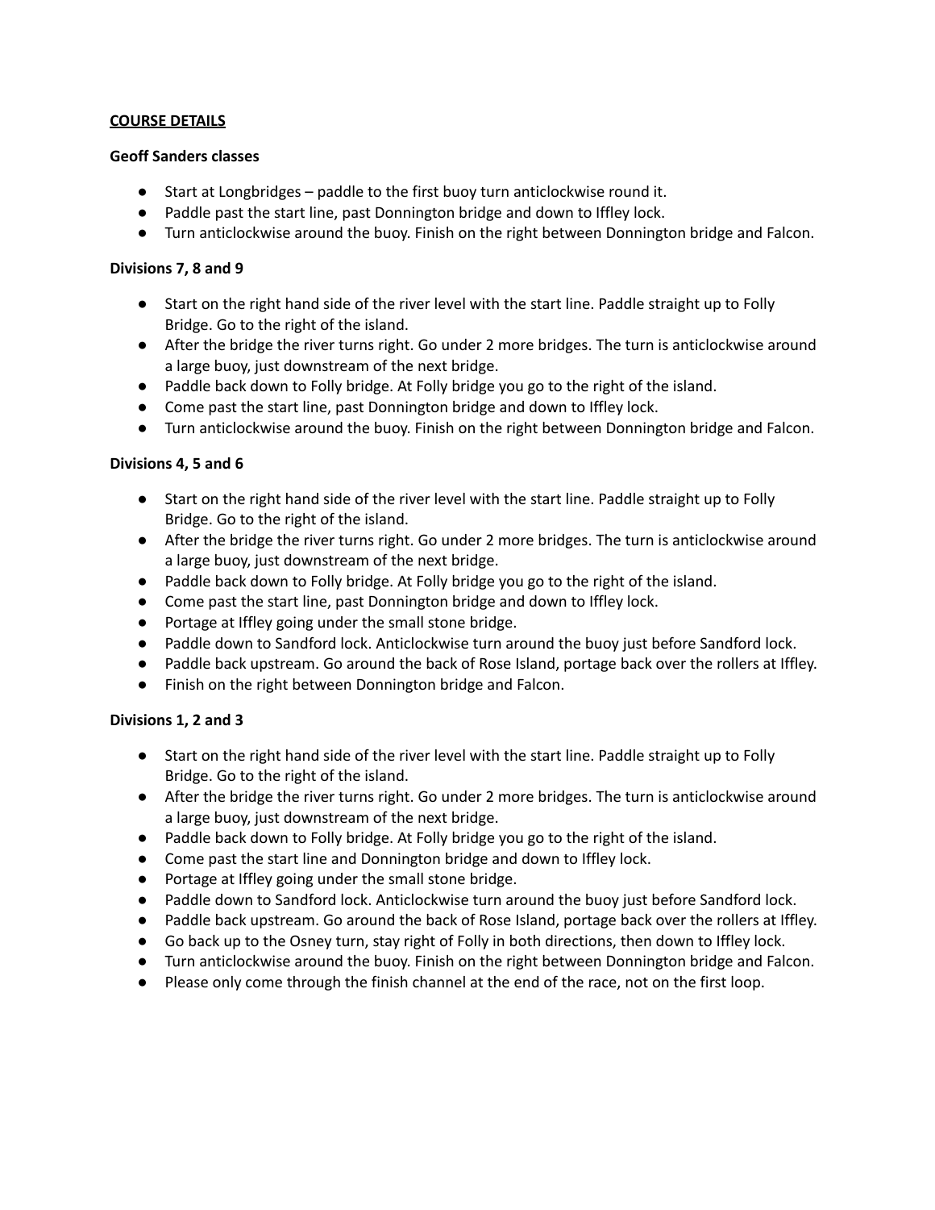**COURSE DETAILS**

**Geoff Sanders classes**

- Start at Longbridges – paddle to the first buoy turn anticlockwise round it.
- Paddle past the start line, past Donnington bridge and down to Iffley lock.
- Turn anticlockwise around the buoy. Finish on the right between Donnington bridge and Falcon.

**Divisions 7, 8 and 9**

- Start on the right hand side of the river level with the start line. Paddle straight up to Folly Bridge. Go to the right of the island.
- After the bridge the river turns right. Go under 2 more bridges. The turn is anticlockwise around a large buoy, just downstream of the next bridge.
- Paddle back down to Folly bridge. At Folly bridge you go to the right of the island.
- Come past the start line, past Donnington bridge and down to Iffley lock.
- Turn anticlockwise around the buoy. Finish on the right between Donnington bridge and Falcon.

**Divisions 4, 5 and 6**

- Start on the right hand side of the river level with the start line. Paddle straight up to Folly Bridge. Go to the right of the island.
- After the bridge the river turns right. Go under 2 more bridges. The turn is anticlockwise around a large buoy, just downstream of the next bridge.
- Paddle back down to Folly bridge. At Folly bridge you go to the right of the island.
- Come past the start line, past Donnington bridge and down to Iffley lock.
- Portage at Iffley going under the small stone bridge.
- Paddle down to Sandford lock. Anticlockwise turn around the buoy just before Sandford lock.
- Paddle back upstream. Go around the back of Rose Island, portage back over the rollers at Iffley.
- Finish on the right between Donnington bridge and Falcon.

**Divisions 1, 2 and 3**

- Start on the right hand side of the river level with the start line. Paddle straight up to Folly Bridge. Go to the right of the island.
- After the bridge the river turns right. Go under 2 more bridges. The turn is anticlockwise around a large buoy, just downstream of the next bridge.
- Paddle back down to Folly bridge. At Folly bridge you go to the right of the island.
- Come past the start line and Donnington bridge and down to Iffley lock.
- Portage at Iffley going under the small stone bridge.
- Paddle down to Sandford lock. Anticlockwise turn around the buoy just before Sandford lock.
- Paddle back upstream. Go around the back of Rose Island, portage back over the rollers at Iffley.
- Go back up to the Osney turn, stay right of Folly in both directions, then down to Iffley lock.
- Turn anticlockwise around the buoy. Finish on the right between Donnington bridge and Falcon.
- Please only come through the finish channel at the end of the race, not on the first loop.